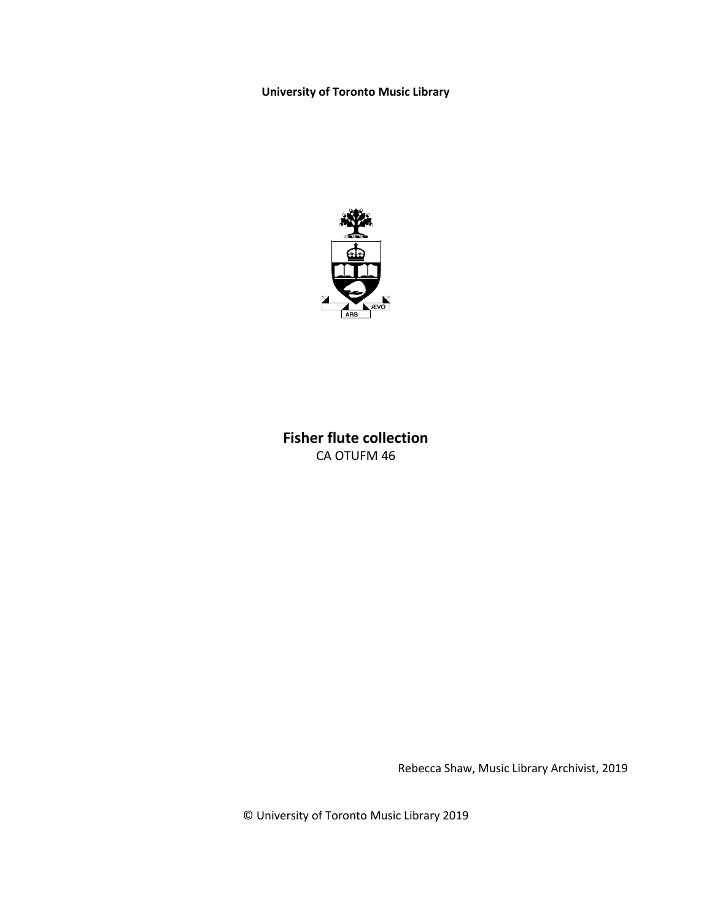**University of Toronto Music Library**

# Fisher flute collection

CA OTUFM 46

Rebecca Shaw, Music Library Archivist, 2019

© University of Toronto Music Library 2019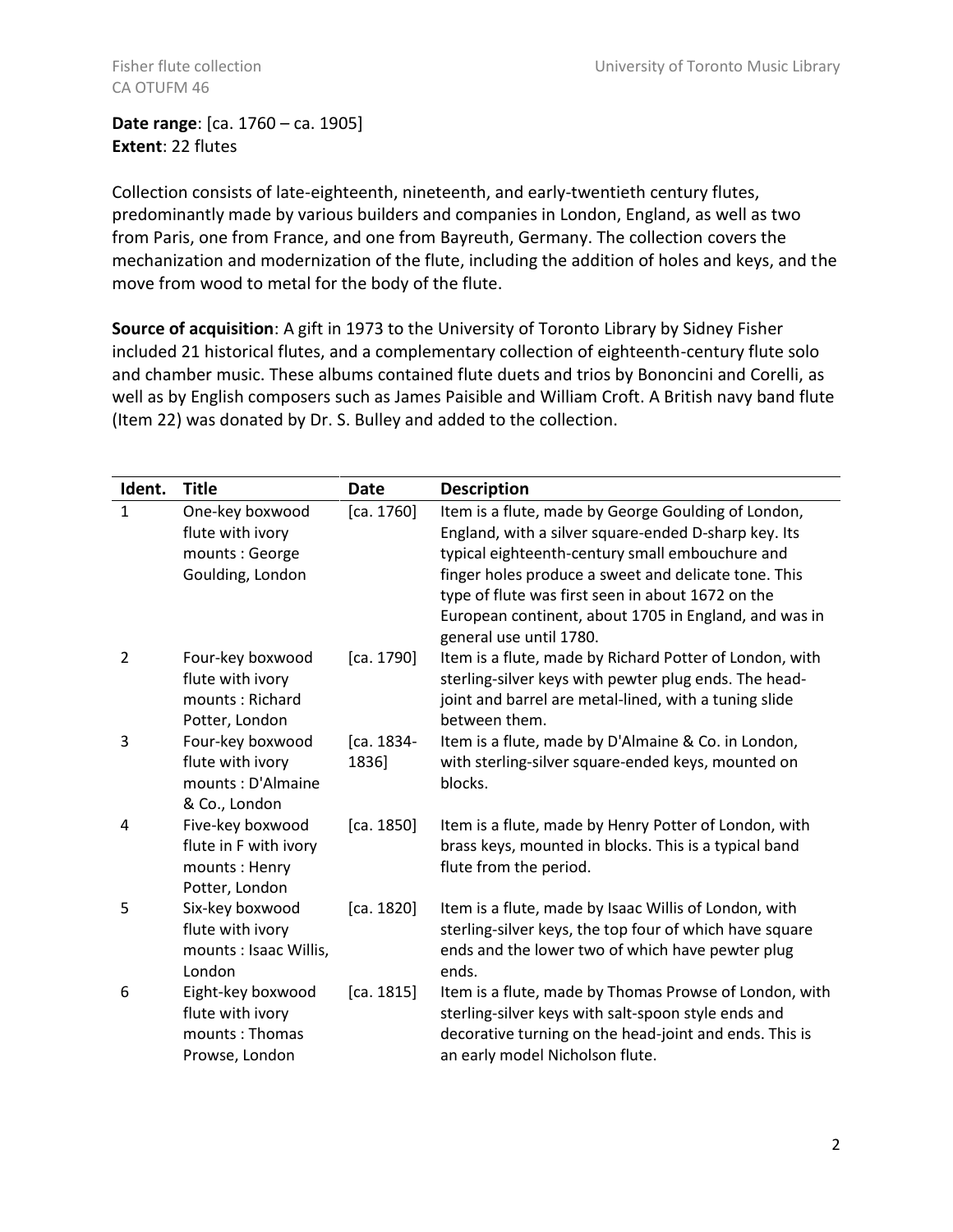**Date range**: [ca. 1760 – ca. 1905]
**Extent**: 22 flutes

Collection consists of late-eighteenth, nineteenth, and early-twentieth century flutes, predominantly made by various builders and companies in London, England, as well as two from Paris, one from France, and one from Bayreuth, Germany. The collection covers the mechanization and modernization of the flute, including the addition of holes and keys, and the move from wood to metal for the body of the flute.

**Source of acquisition**: A gift in 1973 to the University of Toronto Library by Sidney Fisher included 21 historical flutes, and a complementary collection of eighteenth-century flute solo and chamber music. These albums contained flute duets and trios by Bononcini and Corelli, as well as by English composers such as James Paisible and William Croft. A British navy band flute (Item 22) was donated by Dr. S. Bulley and added to the collection.

| Ident. | Title | Date | Description |
|---|---|---|---|
| 1 | One-key boxwood flute with ivory mounts : George Goulding, London | [ca. 1760] | Item is a flute, made by George Goulding of London, England, with a silver square-ended D-sharp key. Its typical eighteenth-century small embouchure and finger holes produce a sweet and delicate tone. This type of flute was first seen in about 1672 on the European continent, about 1705 in England, and was in general use until 1780. |
| 2 | Four-key boxwood flute with ivory mounts : Richard Potter, London | [ca. 1790] | Item is a flute, made by Richard Potter of London, with sterling-silver keys with pewter plug ends. The head-joint and barrel are metal-lined, with a tuning slide between them. |
| 3 | Four-key boxwood flute with ivory mounts : D'Almaine & Co., London | [ca. 1834-1836] | Item is a flute, made by D'Almaine & Co. in London, with sterling-silver square-ended keys, mounted on blocks. |
| 4 | Five-key boxwood flute in F with ivory mounts : Henry Potter, London | [ca. 1850] | Item is a flute, made by Henry Potter of London, with brass keys, mounted in blocks. This is a typical band flute from the period. |
| 5 | Six-key boxwood flute with ivory mounts : Isaac Willis, London | [ca. 1820] | Item is a flute, made by Isaac Willis of London, with sterling-silver keys, the top four of which have square ends and the lower two of which have pewter plug ends. |
| 6 | Eight-key boxwood flute with ivory mounts : Thomas Prowse, London | [ca. 1815] | Item is a flute, made by Thomas Prowse of London, with sterling-silver keys with salt-spoon style ends and decorative turning on the head-joint and ends. This is an early model Nicholson flute. |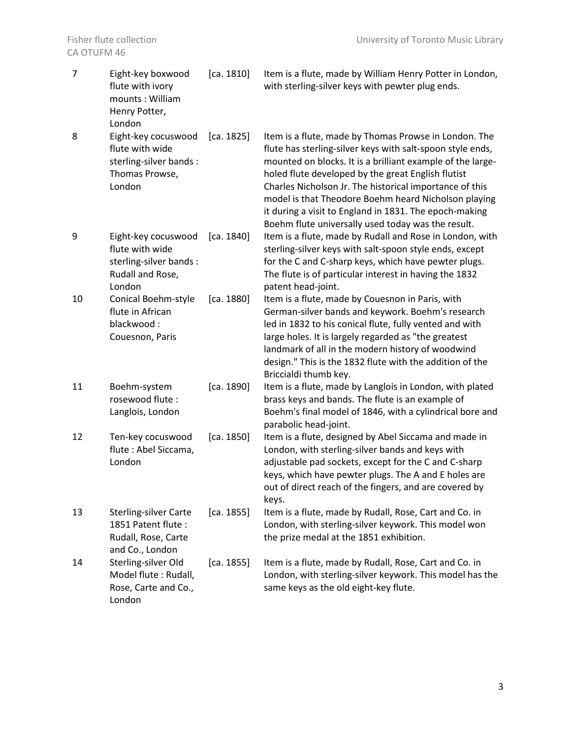| | | | |
|---|---|---|---|
| 7 | Eight-key boxwood flute with ivory mounts : William Henry Potter, London | [ca. 1810] | Item is a flute, made by William Henry Potter in London, with sterling-silver keys with pewter plug ends. |
| 8 | Eight-key cocuswood flute with wide sterling-silver bands : Thomas Prowse, London | [ca. 1825] | Item is a flute, made by Thomas Prowse in London. The flute has sterling-silver keys with salt-spoon style ends, mounted on blocks. It is a brilliant example of the large-holed flute developed by the great English flutist Charles Nicholson Jr. The historical importance of this model is that Theodore Boehm heard Nicholson playing it during a visit to England in 1831. The epoch-making Boehm flute universally used today was the result. |
| 9 | Eight-key cocuswood flute with wide sterling-silver bands : Rudall and Rose, London | [ca. 1840] | Item is a flute, made by Rudall and Rose in London, with sterling-silver keys with salt-spoon style ends, except for the C and C-sharp keys, which have pewter plugs. The flute is of particular interest in having the 1832 patent head-joint. |
| 10 | Conical Boehm-style flute in African blackwood : Couesnon, Paris | [ca. 1880] | Item is a flute, made by Couesnon in Paris, with German-silver bands and keywork. Boehm's research led in 1832 to his conical flute, fully vented and with large holes. It is largely regarded as "the greatest landmark of all in the modern history of woodwind design." This is the 1832 flute with the addition of the Briccialdi thumb key. |
| 11 | Boehm-system rosewood flute : Langlois, London | [ca. 1890] | Item is a flute, made by Langlois in London, with plated brass keys and bands. The flute is an example of Boehm's final model of 1846, with a cylindrical bore and parabolic head-joint. |
| 12 | Ten-key cocuswood flute : Abel Siccama, London | [ca. 1850] | Item is a flute, designed by Abel Siccama and made in London, with sterling-silver bands and keys with adjustable pad sockets, except for the C and C-sharp keys, which have pewter plugs. The A and E holes are out of direct reach of the fingers, and are covered by keys. |
| 13 | Sterling-silver Carte 1851 Patent flute : Rudall, Rose, Carte and Co., London | [ca. 1855] | Item is a flute, made by Rudall, Rose, Cart and Co. in London, with sterling-silver keywork. This model won the prize medal at the 1851 exhibition. |
| 14 | Sterling-silver Old Model flute : Rudall, Rose, Carte and Co., London | [ca. 1855] | Item is a flute, made by Rudall, Rose, Cart and Co. in London, with sterling-silver keywork. This model has the same keys as the old eight-key flute. |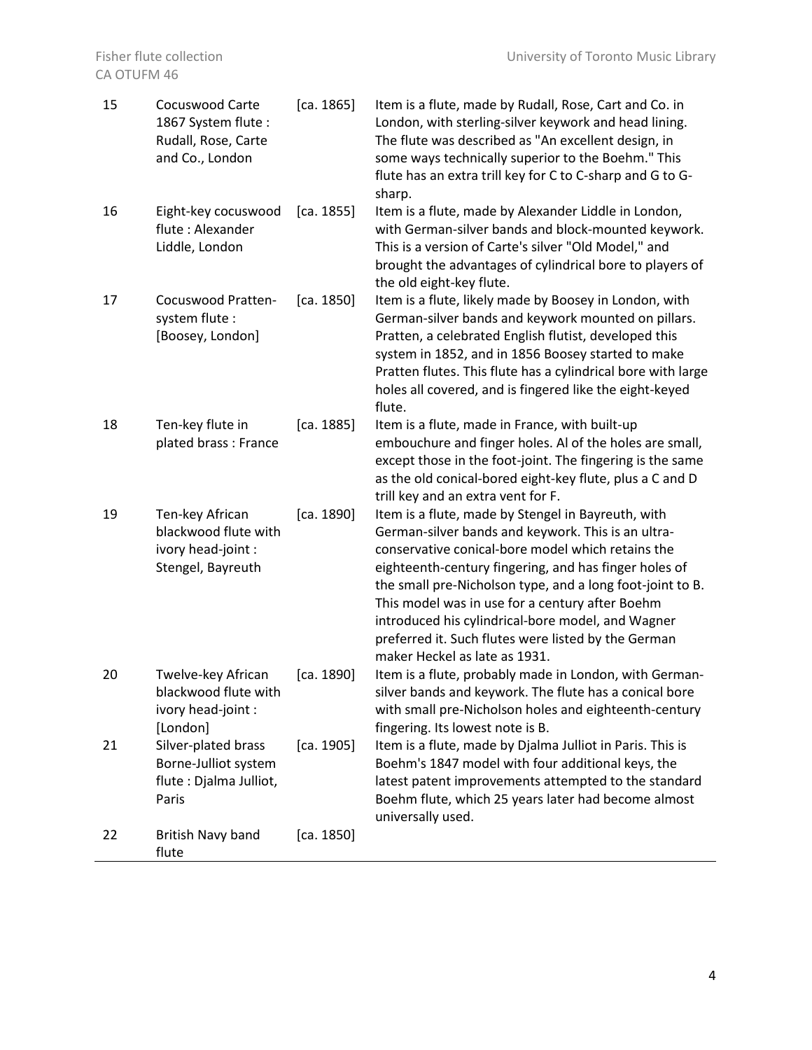| | | | |
|---|---|---|---|
| 15 | Cocuswood Carte 1867 System flute : Rudall, Rose, Carte and Co., London | [ca. 1865] | Item is a flute, made by Rudall, Rose, Cart and Co. in London, with sterling-silver keywork and head lining. The flute was described as "An excellent design, in some ways technically superior to the Boehm." This flute has an extra trill key for C to C-sharp and G to G-sharp. |
| 16 | Eight-key cocuswood flute : Alexander Liddle, London | [ca. 1855] | Item is a flute, made by Alexander Liddle in London, with German-silver bands and block-mounted keywork. This is a version of Carte's silver "Old Model," and brought the advantages of cylindrical bore to players of the old eight-key flute. |
| 17 | Cocuswood Pratten-system flute : [Boosey, London] | [ca. 1850] | Item is a flute, likely made by Boosey in London, with German-silver bands and keywork mounted on pillars. Pratten, a celebrated English flutist, developed this system in 1852, and in 1856 Boosey started to make Pratten flutes. This flute has a cylindrical bore with large holes all covered, and is fingered like the eight-keyed flute. |
| 18 | Ten-key flute in plated brass : France | [ca. 1885] | Item is a flute, made in France, with built-up embouchure and finger holes. Al of the holes are small, except those in the foot-joint. The fingering is the same as the old conical-bored eight-key flute, plus a C and D trill key and an extra vent for F. |
| 19 | Ten-key African blackwood flute with ivory head-joint : Stengel, Bayreuth | [ca. 1890] | Item is a flute, made by Stengel in Bayreuth, with German-silver bands and keywork. This is an ultra-conservative conical-bore model which retains the eighteenth-century fingering, and has finger holes of the small pre-Nicholson type, and a long foot-joint to B. This model was in use for a century after Boehm introduced his cylindrical-bore model, and Wagner preferred it. Such flutes were listed by the German maker Heckel as late as 1931. |
| 20 | Twelve-key African blackwood flute with ivory head-joint : [London] | [ca. 1890] | Item is a flute, probably made in London, with German-silver bands and keywork. The flute has a conical bore with small pre-Nicholson holes and eighteenth-century fingering. Its lowest note is B. |
| 21 | Silver-plated brass Borne-Julliot system flute : Djalma Julliot, Paris | [ca. 1905] | Item is a flute, made by Djalma Julliot in Paris. This is Boehm's 1847 model with four additional keys, the latest patent improvements attempted to the standard Boehm flute, which 25 years later had become almost universally used. |
| 22 | British Navy band flute | [ca. 1850] | |